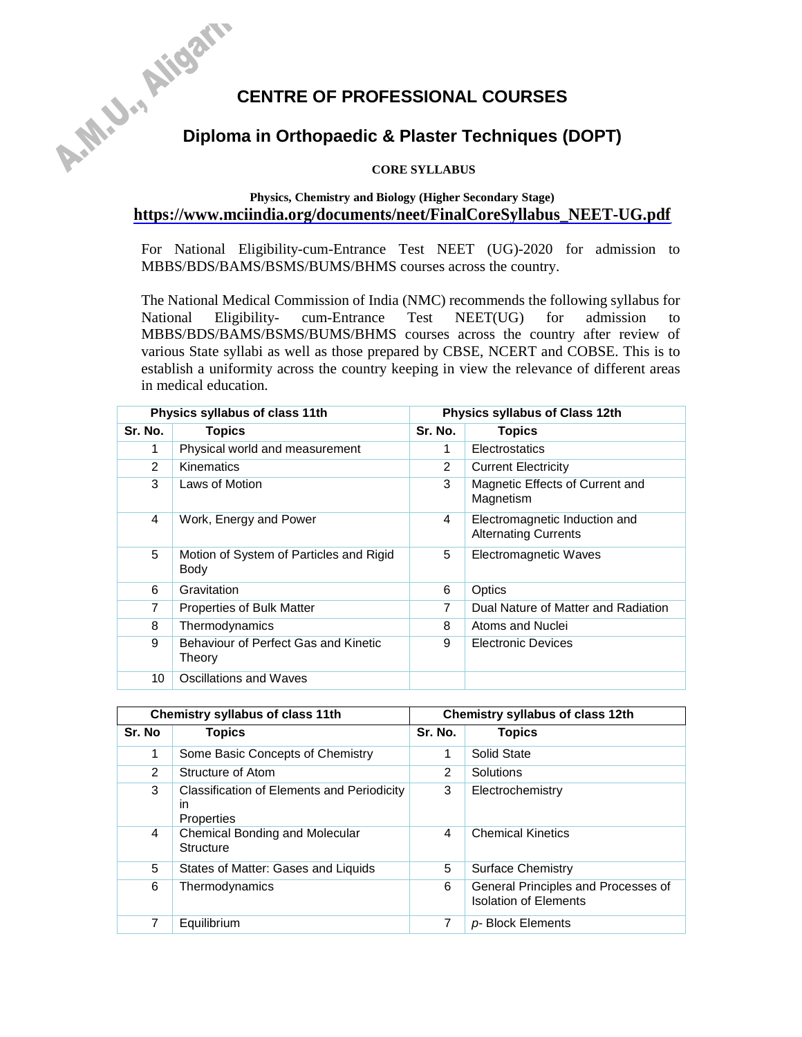A.M.U., Aligarh

# CENTRE OF PROFESSIONAL COURSES

## Diploma in Orthopaedic & Plaster Techniques (DOPT)

**CORE SYLLABUS**

**Physics, Chemistry and Biology (Higher Secondary Stage)**

**https://www.mciindia.org/documents/neet/FinalCoreSyllabus_NEET-UG.pdf**

For National Eligibility-cum-Entrance Test NEET (UG)-2020 for admission to MBBS/BDS/BAMS/BSMS/BUMS/BHMS courses across the country.

The National Medical Commission of India (NMC) recommends the following syllabus for National Eligibility- cum-Entrance Test NEET(UG) for admission to MBBS/BDS/BAMS/BSMS/BUMS/BHMS courses across the country after review of various State syllabi as well as those prepared by CBSE, NCERT and COBSE. This is to establish a uniformity across the country keeping in view the relevance of different areas in medical education.

| Physics syllabus of class 11th | | Physics syllabus of Class 12th | |
|---|---|---|---|
| **Sr. No.** | **Topics** | **Sr. No.** | **Topics** |
| 1 | Physical world and measurement | 1 | Electrostatics |
| 2 | Kinematics | 2 | Current Electricity |
| 3 | Laws of Motion | 3 | Magnetic Effects of Current and Magnetism |
| 4 | Work, Energy and Power | 4 | Electromagnetic Induction and Alternating Currents |
| 5 | Motion of System of Particles and Rigid Body | 5 | Electromagnetic Waves |
| 6 | Gravitation | 6 | Optics |
| 7 | Properties of Bulk Matter | 7 | Dual Nature of Matter and Radiation |
| 8 | Thermodynamics | 8 | Atoms and Nuclei |
| 9 | Behaviour of Perfect Gas and Kinetic Theory | 9 | Electronic Devices |
| 10 | Oscillations and Waves | | |

| Chemistry syllabus of class 11th | | Chemistry syllabus of class 12th | |
|---|---|---|---|
| **Sr. No** | **Topics** | **Sr. No.** | **Topics** |
| 1 | Some Basic Concepts of Chemistry | 1 | Solid State |
| 2 | Structure of Atom | 2 | Solutions |
| 3 | Classification of Elements and Periodicity in Properties | 3 | Electrochemistry |
| 4 | Chemical Bonding and Molecular Structure | 4 | Chemical Kinetics |
| 5 | States of Matter: Gases and Liquids | 5 | Surface Chemistry |
| 6 | Thermodynamics | 6 | General Principles and Processes of Isolation of Elements |
| 7 | Equilibrium | 7 | *p*- Block Elements |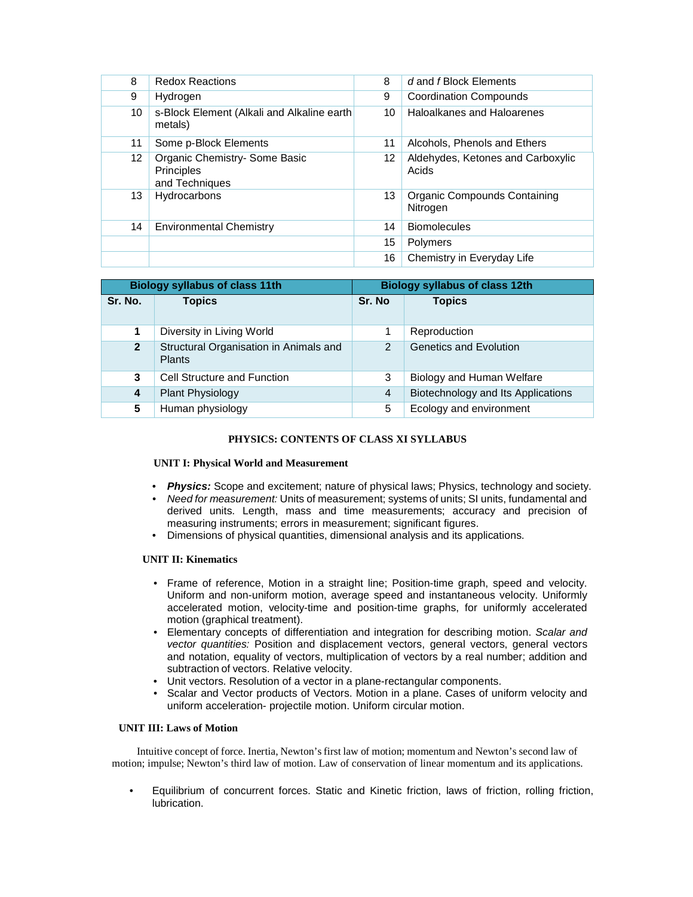| 8 | Redox Reactions | 8 | *d* and *f* Block Elements |
|---|---|---|---|
| 9 | Hydrogen | 9 | Coordination Compounds |
| 10 | s-Block Element (Alkali and Alkaline earth metals) | 10 | Haloalkanes and Haloarenes |
| 11 | Some p-Block Elements | 11 | Alcohols, Phenols and Ethers |
| 12 | Organic Chemistry- Some Basic Principles and Techniques | 12 | Aldehydes, Ketones and Carboxylic Acids |
| 13 | Hydrocarbons | 13 | Organic Compounds Containing Nitrogen |
| 14 | Environmental Chemistry | 14 | Biomolecules |
| | | 15 | Polymers |
| | | 16 | Chemistry in Everyday Life |

| Biology syllabus of class 11th | | Biology syllabus of class 12th | |
|---|---|---|---|
| **Sr. No.** | **Topics** | **Sr. No** | **Topics** |
| **1** | Diversity in Living World | 1 | Reproduction |
| **2** | Structural Organisation in Animals and Plants | 2 | Genetics and Evolution |
| **3** | Cell Structure and Function | 3 | Biology and Human Welfare |
| **4** | Plant Physiology | 4 | Biotechnology and Its Applications |
| **5** | Human physiology | 5 | Ecology and environment |

## PHYSICS: CONTENTS OF CLASS XI SYLLABUS

### UNIT I: Physical World and Measurement

- ***Physics:*** Scope and excitement; nature of physical laws; Physics, technology and society.
- *Need for measurement:* Units of measurement; systems of units; SI units, fundamental and derived units. Length, mass and time measurements; accuracy and precision of measuring instruments; errors in measurement; significant figures.
- Dimensions of physical quantities, dimensional analysis and its applications.

### UNIT II: Kinematics

- Frame of reference, Motion in a straight line; Position-time graph, speed and velocity. Uniform and non-uniform motion, average speed and instantaneous velocity. Uniformly accelerated motion, velocity-time and position-time graphs, for uniformly accelerated motion (graphical treatment).
- Elementary concepts of differentiation and integration for describing motion. *Scalar and vector quantities:* Position and displacement vectors, general vectors, general vectors and notation, equality of vectors, multiplication of vectors by a real number; addition and subtraction of vectors. Relative velocity.
- Unit vectors. Resolution of a vector in a plane-rectangular components.
- Scalar and Vector products of Vectors. Motion in a plane. Cases of uniform velocity and uniform acceleration- projectile motion. Uniform circular motion.

### UNIT III: Laws of Motion

Intuitive concept of force. Inertia, Newton's first law of motion; momentum and Newton's second law of motion; impulse; Newton's third law of motion. Law of conservation of linear momentum and its applications.

- Equilibrium of concurrent forces. Static and Kinetic friction, laws of friction, rolling friction, lubrication.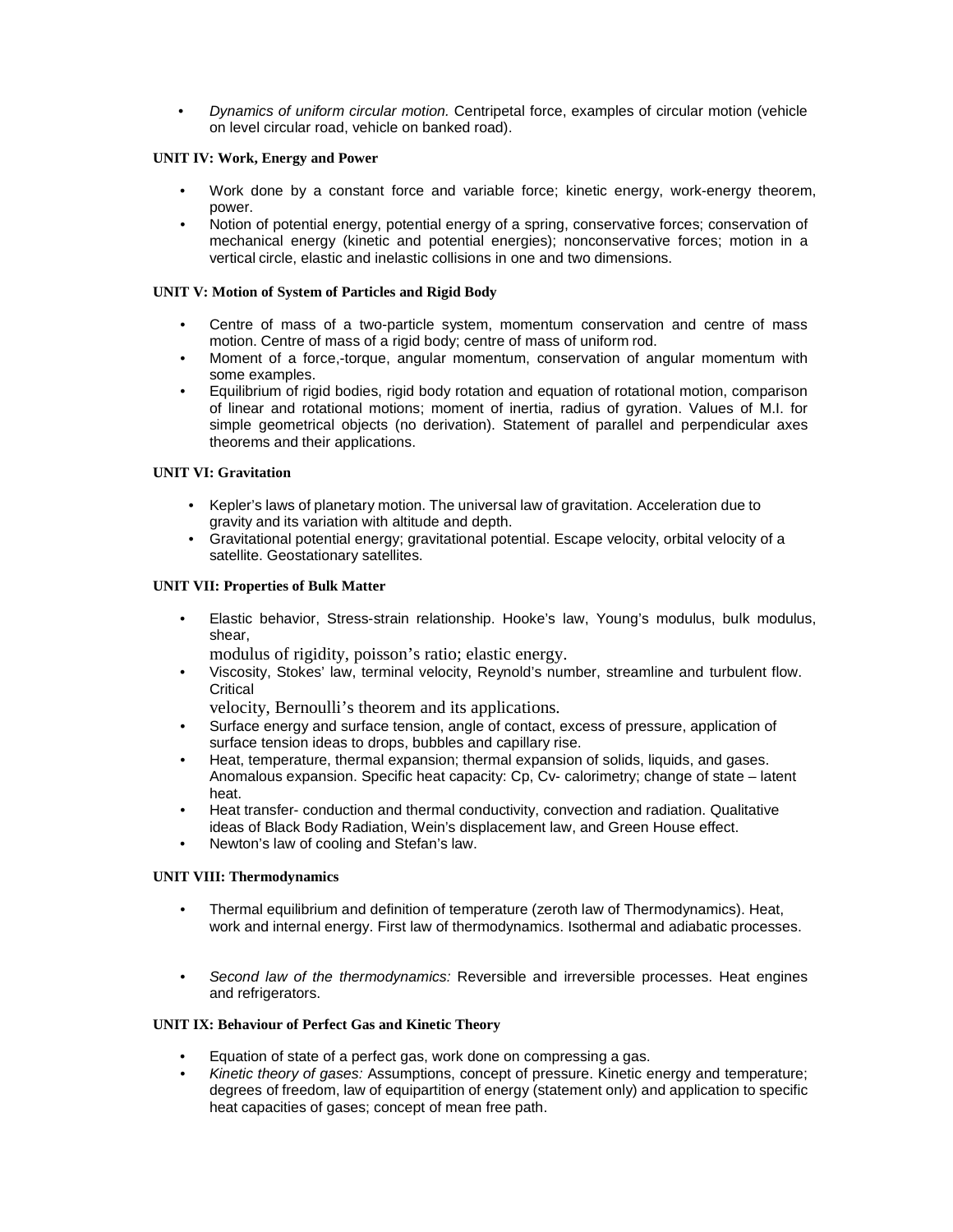- *Dynamics of uniform circular motion.* Centripetal force, examples of circular motion (vehicle on level circular road, vehicle on banked road).

**UNIT IV: Work, Energy and Power**

- Work done by a constant force and variable force; kinetic energy, work-energy theorem, power.
- Notion of potential energy, potential energy of a spring, conservative forces; conservation of mechanical energy (kinetic and potential energies); nonconservative forces; motion in a vertical circle, elastic and inelastic collisions in one and two dimensions.

**UNIT V: Motion of System of Particles and Rigid Body**

- Centre of mass of a two-particle system, momentum conservation and centre of mass motion. Centre of mass of a rigid body; centre of mass of uniform rod.
- Moment of a force,-torque, angular momentum, conservation of angular momentum with some examples.
- Equilibrium of rigid bodies, rigid body rotation and equation of rotational motion, comparison of linear and rotational motions; moment of inertia, radius of gyration. Values of M.I. for simple geometrical objects (no derivation). Statement of parallel and perpendicular axes theorems and their applications.

**UNIT VI: Gravitation**

- Kepler's laws of planetary motion. The universal law of gravitation. Acceleration due to gravity and its variation with altitude and depth.
- Gravitational potential energy; gravitational potential. Escape velocity, orbital velocity of a satellite. Geostationary satellites.

**UNIT VII: Properties of Bulk Matter**

- Elastic behavior, Stress-strain relationship. Hooke's law, Young's modulus, bulk modulus, shear,
  modulus of rigidity, poisson's ratio; elastic energy.
- Viscosity, Stokes' law, terminal velocity, Reynold's number, streamline and turbulent flow. Critical
  velocity, Bernoulli's theorem and its applications.
- Surface energy and surface tension, angle of contact, excess of pressure, application of surface tension ideas to drops, bubbles and capillary rise.
- Heat, temperature, thermal expansion; thermal expansion of solids, liquids, and gases. Anomalous expansion. Specific heat capacity: Cp, Cv- calorimetry; change of state – latent heat.
- Heat transfer- conduction and thermal conductivity, convection and radiation. Qualitative ideas of Black Body Radiation, Wein's displacement law, and Green House effect.
- Newton's law of cooling and Stefan's law.

**UNIT VIII: Thermodynamics**

- Thermal equilibrium and definition of temperature (zeroth law of Thermodynamics). Heat, work and internal energy. First law of thermodynamics. Isothermal and adiabatic processes.
- *Second law of the thermodynamics:* Reversible and irreversible processes. Heat engines and refrigerators.

**UNIT IX: Behaviour of Perfect Gas and Kinetic Theory**

- Equation of state of a perfect gas, work done on compressing a gas.
- *Kinetic theory of gases:* Assumptions, concept of pressure. Kinetic energy and temperature; degrees of freedom, law of equipartition of energy (statement only) and application to specific heat capacities of gases; concept of mean free path.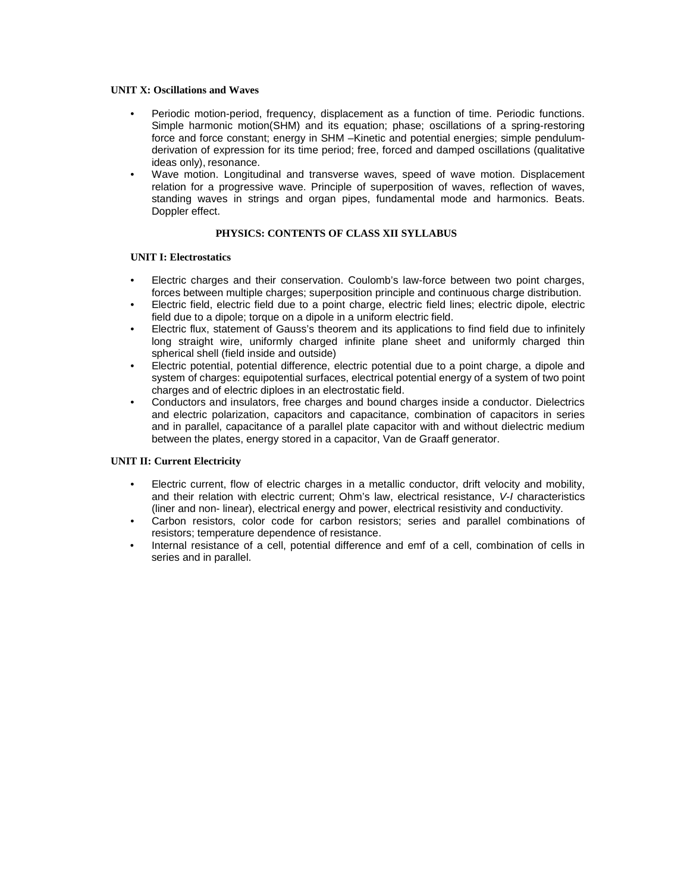**UNIT X: Oscillations and Waves**

- Periodic motion-period, frequency, displacement as a function of time. Periodic functions. Simple harmonic motion(SHM) and its equation; phase; oscillations of a spring-restoring force and force constant; energy in SHM –Kinetic and potential energies; simple pendulum-derivation of expression for its time period; free, forced and damped oscillations (qualitative ideas only), resonance.
- Wave motion. Longitudinal and transverse waves, speed of wave motion. Displacement relation for a progressive wave. Principle of superposition of waves, reflection of waves, standing waves in strings and organ pipes, fundamental mode and harmonics. Beats. Doppler effect.

## PHYSICS: CONTENTS OF CLASS XII SYLLABUS

**UNIT I: Electrostatics**

- Electric charges and their conservation. Coulomb's law-force between two point charges, forces between multiple charges; superposition principle and continuous charge distribution.
- Electric field, electric field due to a point charge, electric field lines; electric dipole, electric field due to a dipole; torque on a dipole in a uniform electric field.
- Electric flux, statement of Gauss's theorem and its applications to find field due to infinitely long straight wire, uniformly charged infinite plane sheet and uniformly charged thin spherical shell (field inside and outside)
- Electric potential, potential difference, electric potential due to a point charge, a dipole and system of charges: equipotential surfaces, electrical potential energy of a system of two point charges and of electric diploes in an electrostatic field.
- Conductors and insulators, free charges and bound charges inside a conductor. Dielectrics and electric polarization, capacitors and capacitance, combination of capacitors in series and in parallel, capacitance of a parallel plate capacitor with and without dielectric medium between the plates, energy stored in a capacitor, Van de Graaff generator.

**UNIT II: Current Electricity**

- Electric current, flow of electric charges in a metallic conductor, drift velocity and mobility, and their relation with electric current; Ohm's law, electrical resistance, *V-I* characteristics (liner and non- linear), electrical energy and power, electrical resistivity and conductivity.
- Carbon resistors, color code for carbon resistors; series and parallel combinations of resistors; temperature dependence of resistance.
- Internal resistance of a cell, potential difference and emf of a cell, combination of cells in series and in parallel.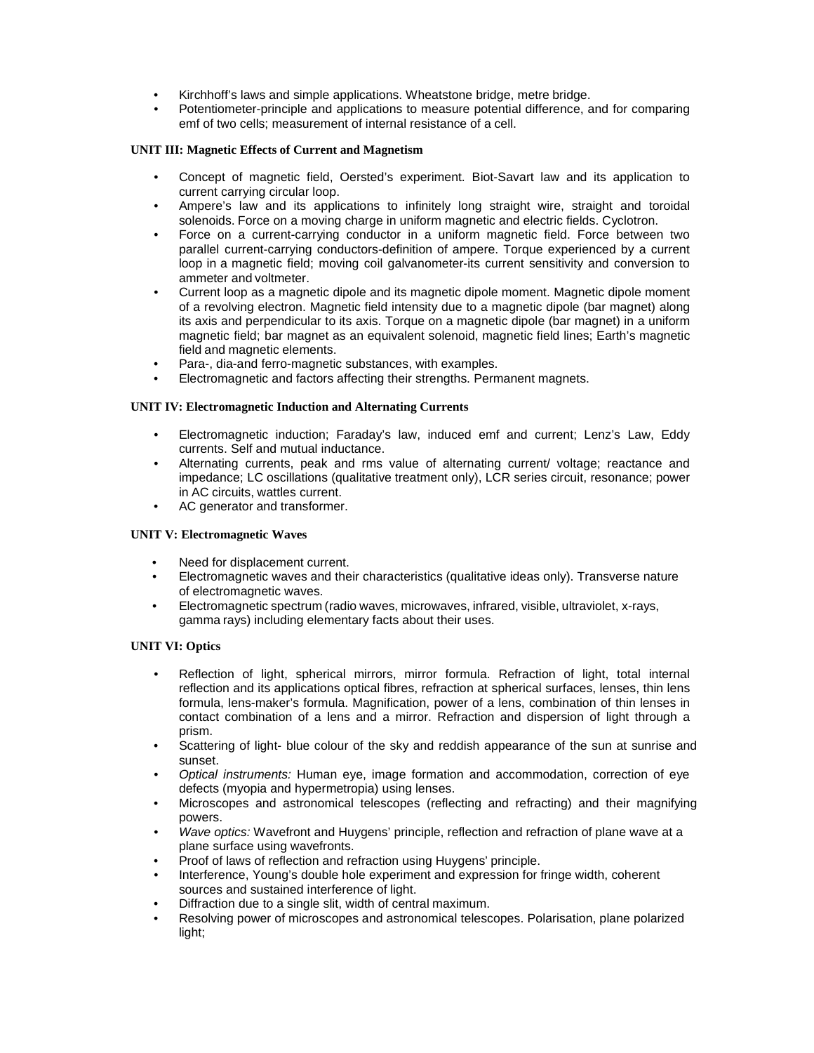- Kirchhoff's laws and simple applications. Wheatstone bridge, metre bridge.
- Potentiometer-principle and applications to measure potential difference, and for comparing emf of two cells; measurement of internal resistance of a cell.

**UNIT III: Magnetic Effects of Current and Magnetism**

- Concept of magnetic field, Oersted's experiment. Biot-Savart law and its application to current carrying circular loop.
- Ampere's law and its applications to infinitely long straight wire, straight and toroidal solenoids. Force on a moving charge in uniform magnetic and electric fields. Cyclotron.
- Force on a current-carrying conductor in a uniform magnetic field. Force between two parallel current-carrying conductors-definition of ampere. Torque experienced by a current loop in a magnetic field; moving coil galvanometer-its current sensitivity and conversion to ammeter and voltmeter.
- Current loop as a magnetic dipole and its magnetic dipole moment. Magnetic dipole moment of a revolving electron. Magnetic field intensity due to a magnetic dipole (bar magnet) along its axis and perpendicular to its axis. Torque on a magnetic dipole (bar magnet) in a uniform magnetic field; bar magnet as an equivalent solenoid, magnetic field lines; Earth's magnetic field and magnetic elements.
- Para-, dia-and ferro-magnetic substances, with examples.
- Electromagnetic and factors affecting their strengths. Permanent magnets.

**UNIT IV: Electromagnetic Induction and Alternating Currents**

- Electromagnetic induction; Faraday's law, induced emf and current; Lenz's Law, Eddy currents. Self and mutual inductance.
- Alternating currents, peak and rms value of alternating current/ voltage; reactance and impedance; LC oscillations (qualitative treatment only), LCR series circuit, resonance; power in AC circuits, wattles current.
- AC generator and transformer.

**UNIT V: Electromagnetic Waves**

- Need for displacement current.
- Electromagnetic waves and their characteristics (qualitative ideas only). Transverse nature of electromagnetic waves.
- Electromagnetic spectrum (radio waves, microwaves, infrared, visible, ultraviolet, x-rays, gamma rays) including elementary facts about their uses.

**UNIT VI: Optics**

- Reflection of light, spherical mirrors, mirror formula. Refraction of light, total internal reflection and its applications optical fibres, refraction at spherical surfaces, lenses, thin lens formula, lens-maker's formula. Magnification, power of a lens, combination of thin lenses in contact combination of a lens and a mirror. Refraction and dispersion of light through a prism.
- Scattering of light- blue colour of the sky and reddish appearance of the sun at sunrise and sunset.
- *Optical instruments:* Human eye, image formation and accommodation, correction of eye defects (myopia and hypermetropia) using lenses.
- Microscopes and astronomical telescopes (reflecting and refracting) and their magnifying powers.
- *Wave optics:* Wavefront and Huygens' principle, reflection and refraction of plane wave at a plane surface using wavefronts.
- Proof of laws of reflection and refraction using Huygens' principle.
- Interference, Young's double hole experiment and expression for fringe width, coherent sources and sustained interference of light.
- Diffraction due to a single slit, width of central maximum.
- Resolving power of microscopes and astronomical telescopes. Polarisation, plane polarized light;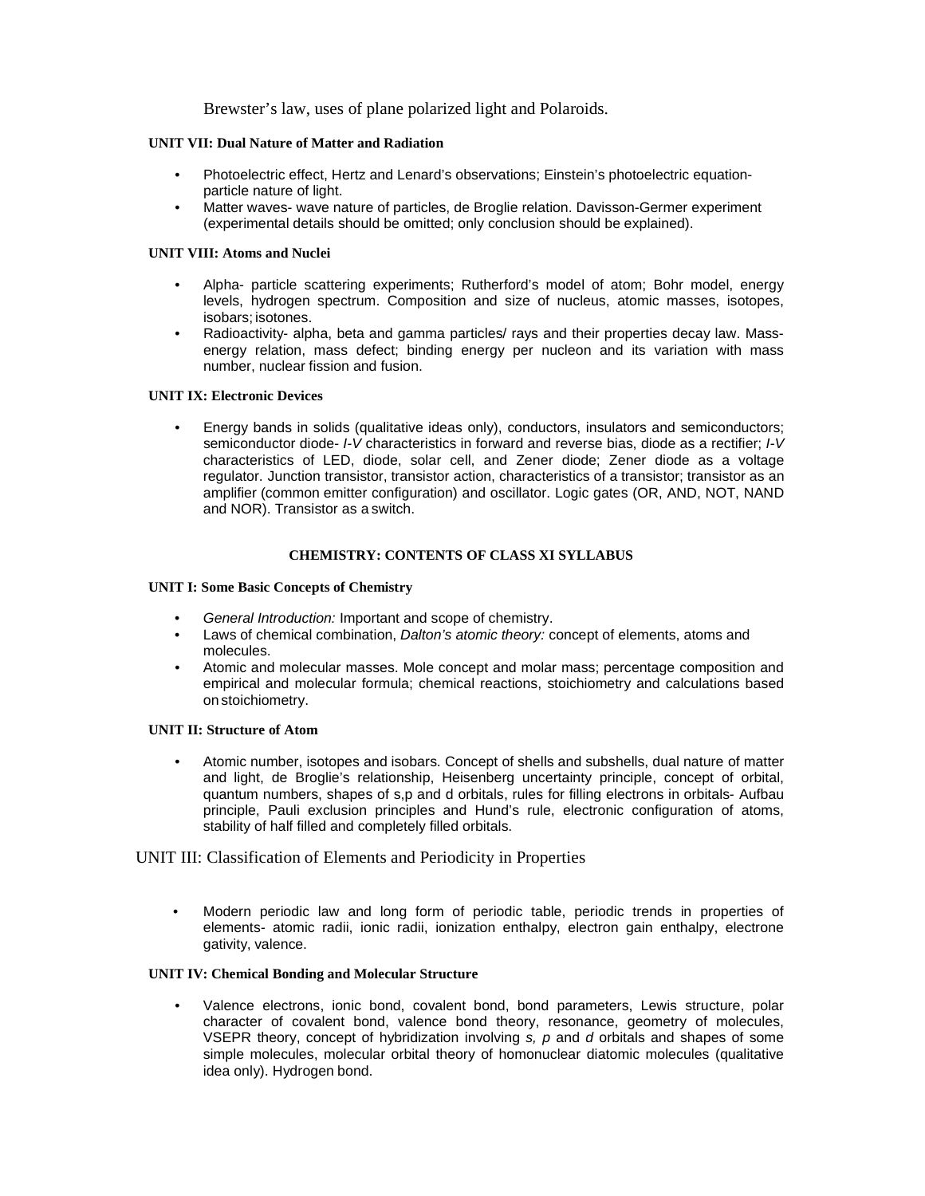Brewster's law, uses of plane polarized light and Polaroids.

**UNIT VII: Dual Nature of Matter and Radiation**

- Photoelectric effect, Hertz and Lenard's observations; Einstein's photoelectric equation-particle nature of light.
- Matter waves- wave nature of particles, de Broglie relation. Davisson-Germer experiment (experimental details should be omitted; only conclusion should be explained).

**UNIT VIII: Atoms and Nuclei**

- Alpha- particle scattering experiments; Rutherford's model of atom; Bohr model, energy levels, hydrogen spectrum. Composition and size of nucleus, atomic masses, isotopes, isobars; isotones.
- Radioactivity- alpha, beta and gamma particles/ rays and their properties decay law. Mass-energy relation, mass defect; binding energy per nucleon and its variation with mass number, nuclear fission and fusion.

**UNIT IX: Electronic Devices**

- Energy bands in solids (qualitative ideas only), conductors, insulators and semiconductors; semiconductor diode- *I-V* characteristics in forward and reverse bias, diode as a rectifier; *I-V* characteristics of LED, diode, solar cell, and Zener diode; Zener diode as a voltage regulator. Junction transistor, transistor action, characteristics of a transistor; transistor as an amplifier (common emitter configuration) and oscillator. Logic gates (OR, AND, NOT, NAND and NOR). Transistor as a switch.

## CHEMISTRY: CONTENTS OF CLASS XI SYLLABUS

**UNIT I: Some Basic Concepts of Chemistry**

- *General Introduction:* Important and scope of chemistry.
- Laws of chemical combination, *Dalton's atomic theory:* concept of elements, atoms and molecules.
- Atomic and molecular masses. Mole concept and molar mass; percentage composition and empirical and molecular formula; chemical reactions, stoichiometry and calculations based on stoichiometry.

**UNIT II: Structure of Atom**

- Atomic number, isotopes and isobars. Concept of shells and subshells, dual nature of matter and light, de Broglie's relationship, Heisenberg uncertainty principle, concept of orbital, quantum numbers, shapes of s,p and d orbitals, rules for filling electrons in orbitals- Aufbau principle, Pauli exclusion principles and Hund's rule, electronic configuration of atoms, stability of half filled and completely filled orbitals.

UNIT III: Classification of Elements and Periodicity in Properties

- Modern periodic law and long form of periodic table, periodic trends in properties of elements- atomic radii, ionic radii, ionization enthalpy, electron gain enthalpy, electrone gativity, valence.

**UNIT IV: Chemical Bonding and Molecular Structure**

- Valence electrons, ionic bond, covalent bond, bond parameters, Lewis structure, polar character of covalent bond, valence bond theory, resonance, geometry of molecules, VSEPR theory, concept of hybridization involving *s, p* and *d* orbitals and shapes of some simple molecules, molecular orbital theory of homonuclear diatomic molecules (qualitative idea only). Hydrogen bond.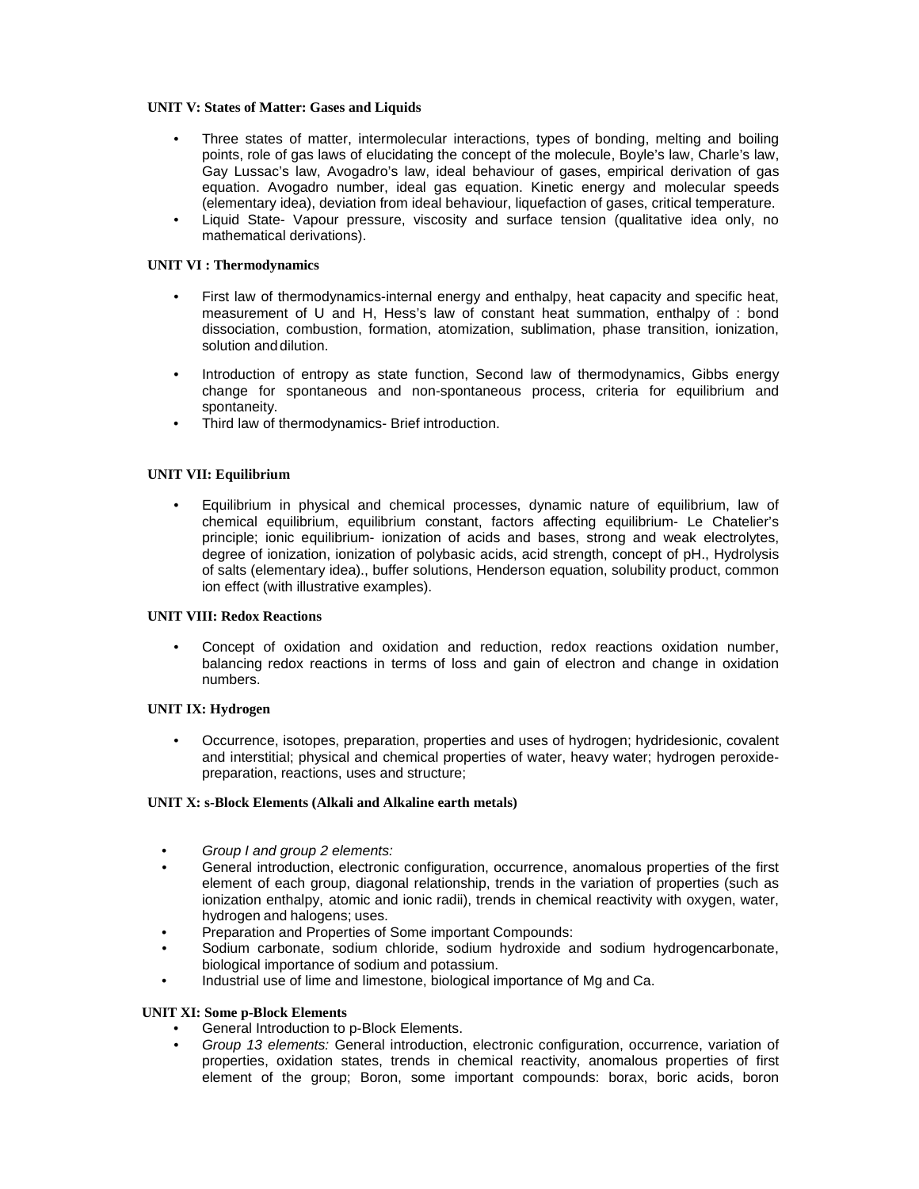**UNIT V: States of Matter: Gases and Liquids**

- Three states of matter, intermolecular interactions, types of bonding, melting and boiling points, role of gas laws of elucidating the concept of the molecule, Boyle's law, Charle's law, Gay Lussac's law, Avogadro's law, ideal behaviour of gases, empirical derivation of gas equation. Avogadro number, ideal gas equation. Kinetic energy and molecular speeds (elementary idea), deviation from ideal behaviour, liquefaction of gases, critical temperature.
- Liquid State- Vapour pressure, viscosity and surface tension (qualitative idea only, no mathematical derivations).

**UNIT VI : Thermodynamics**

- First law of thermodynamics-internal energy and enthalpy, heat capacity and specific heat, measurement of U and H, Hess's law of constant heat summation, enthalpy of : bond dissociation, combustion, formation, atomization, sublimation, phase transition, ionization, solution and dilution.
- Introduction of entropy as state function, Second law of thermodynamics, Gibbs energy change for spontaneous and non-spontaneous process, criteria for equilibrium and spontaneity.
- Third law of thermodynamics- Brief introduction.

**UNIT VII: Equilibrium**

- Equilibrium in physical and chemical processes, dynamic nature of equilibrium, law of chemical equilibrium, equilibrium constant, factors affecting equilibrium- Le Chatelier's principle; ionic equilibrium- ionization of acids and bases, strong and weak electrolytes, degree of ionization, ionization of polybasic acids, acid strength, concept of pH., Hydrolysis of salts (elementary idea)., buffer solutions, Henderson equation, solubility product, common ion effect (with illustrative examples).

**UNIT VIII: Redox Reactions**

- Concept of oxidation and oxidation and reduction, redox reactions oxidation number, balancing redox reactions in terms of loss and gain of electron and change in oxidation numbers.

**UNIT IX: Hydrogen**

- Occurrence, isotopes, preparation, properties and uses of hydrogen; hydridesionic, covalent and interstitial; physical and chemical properties of water, heavy water; hydrogen peroxide-preparation, reactions, uses and structure;

**UNIT X: s-Block Elements (Alkali and Alkaline earth metals)**

- *Group I and group 2 elements:*
- General introduction, electronic configuration, occurrence, anomalous properties of the first element of each group, diagonal relationship, trends in the variation of properties (such as ionization enthalpy, atomic and ionic radii), trends in chemical reactivity with oxygen, water, hydrogen and halogens; uses.
- Preparation and Properties of Some important Compounds:
- Sodium carbonate, sodium chloride, sodium hydroxide and sodium hydrogencarbonate, biological importance of sodium and potassium.
- Industrial use of lime and limestone, biological importance of Mg and Ca.

**UNIT XI: Some p-Block Elements**

- General Introduction to p-Block Elements.
- *Group 13 elements:* General introduction, electronic configuration, occurrence, variation of properties, oxidation states, trends in chemical reactivity, anomalous properties of first element of the group; Boron, some important compounds: borax, boric acids, boron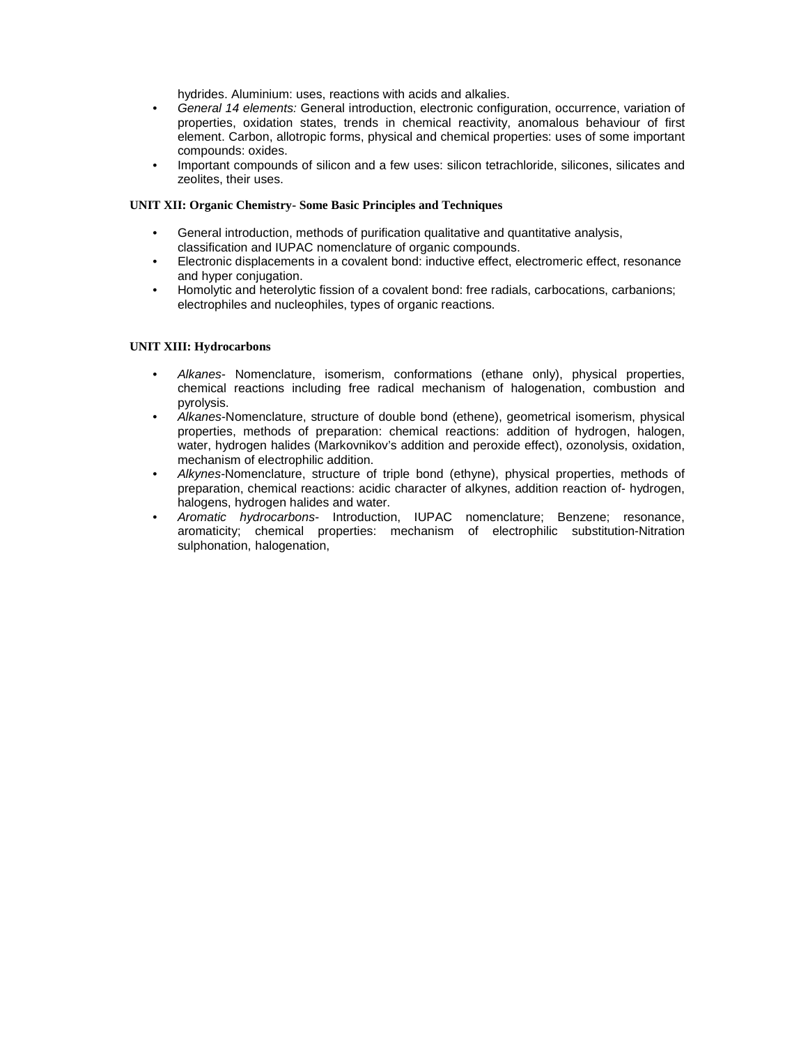hydrides. Aluminium: uses, reactions with acids and alkalies.

- *General 14 elements:* General introduction, electronic configuration, occurrence, variation of properties, oxidation states, trends in chemical reactivity, anomalous behaviour of first element. Carbon, allotropic forms, physical and chemical properties: uses of some important compounds: oxides.
- Important compounds of silicon and a few uses: silicon tetrachloride, silicones, silicates and zeolites, their uses.

**UNIT XII: Organic Chemistry- Some Basic Principles and Techniques**

- General introduction, methods of purification qualitative and quantitative analysis, classification and IUPAC nomenclature of organic compounds.
- Electronic displacements in a covalent bond: inductive effect, electromeric effect, resonance and hyper conjugation.
- Homolytic and heterolytic fission of a covalent bond: free radials, carbocations, carbanions; electrophiles and nucleophiles, types of organic reactions.

**UNIT XIII: Hydrocarbons**

- *Alkanes*- Nomenclature, isomerism, conformations (ethane only), physical properties, chemical reactions including free radical mechanism of halogenation, combustion and pyrolysis.
- *Alkanes*-Nomenclature, structure of double bond (ethene), geometrical isomerism, physical properties, methods of preparation: chemical reactions: addition of hydrogen, halogen, water, hydrogen halides (Markovnikov's addition and peroxide effect), ozonolysis, oxidation, mechanism of electrophilic addition.
- *Alkynes*-Nomenclature, structure of triple bond (ethyne), physical properties, methods of preparation, chemical reactions: acidic character of alkynes, addition reaction of- hydrogen, halogens, hydrogen halides and water.
- *Aromatic hydrocarbons*- Introduction, IUPAC nomenclature; Benzene; resonance, aromaticity; chemical properties: mechanism of electrophilic substitution-Nitration sulphonation, halogenation,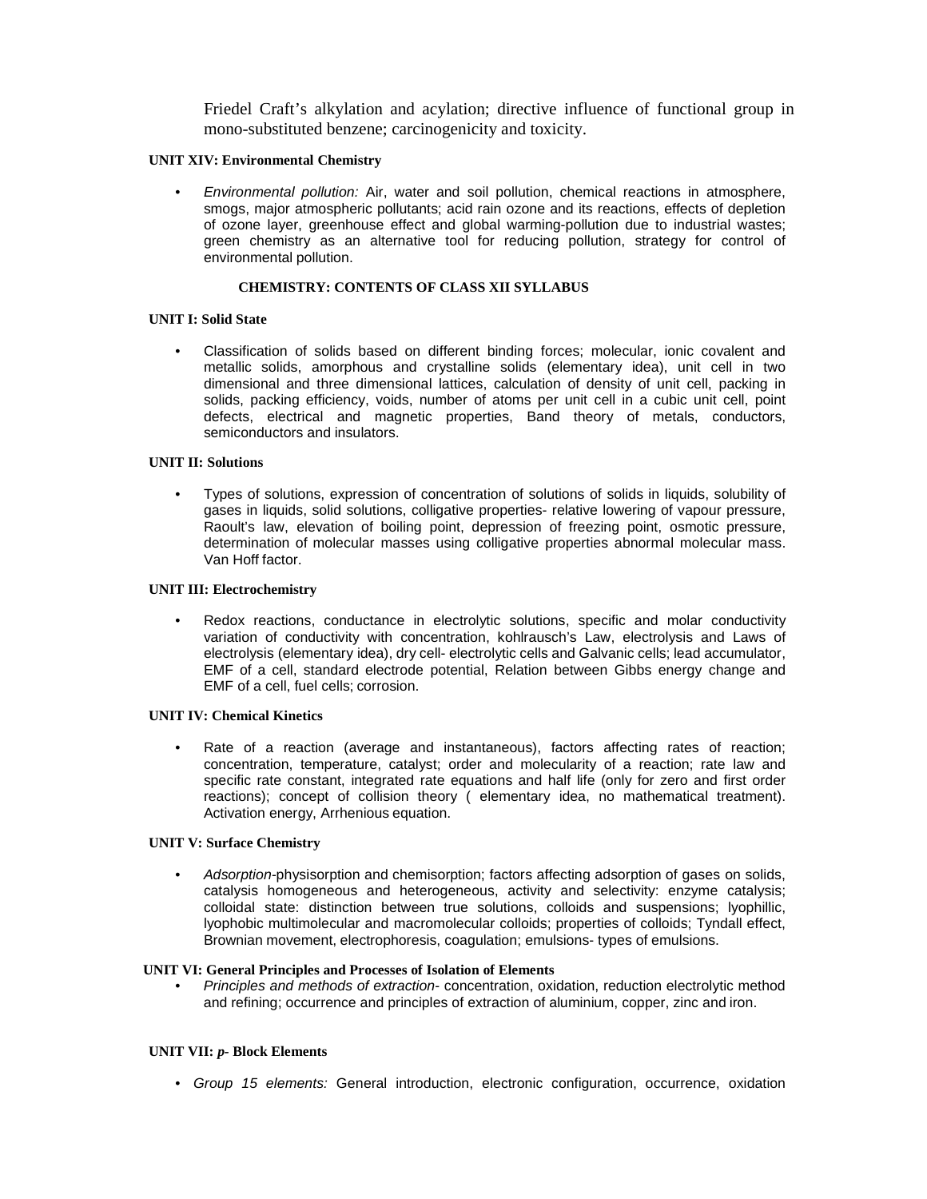Friedel Craft's alkylation and acylation; directive influence of functional group in mono-substituted benzene; carcinogenicity and toxicity.

**UNIT XIV: Environmental Chemistry**

- *Environmental pollution:* Air, water and soil pollution, chemical reactions in atmosphere, smogs, major atmospheric pollutants; acid rain ozone and its reactions, effects of depletion of ozone layer, greenhouse effect and global warming-pollution due to industrial wastes; green chemistry as an alternative tool for reducing pollution, strategy for control of environmental pollution.

## CHEMISTRY: CONTENTS OF CLASS XII SYLLABUS

**UNIT I: Solid State**

- Classification of solids based on different binding forces; molecular, ionic covalent and metallic solids, amorphous and crystalline solids (elementary idea), unit cell in two dimensional and three dimensional lattices, calculation of density of unit cell, packing in solids, packing efficiency, voids, number of atoms per unit cell in a cubic unit cell, point defects, electrical and magnetic properties, Band theory of metals, conductors, semiconductors and insulators.

**UNIT II: Solutions**

- Types of solutions, expression of concentration of solutions of solids in liquids, solubility of gases in liquids, solid solutions, colligative properties- relative lowering of vapour pressure, Raoult's law, elevation of boiling point, depression of freezing point, osmotic pressure, determination of molecular masses using colligative properties abnormal molecular mass. Van Hoff factor.

**UNIT III: Electrochemistry**

- Redox reactions, conductance in electrolytic solutions, specific and molar conductivity variation of conductivity with concentration, kohlrausch's Law, electrolysis and Laws of electrolysis (elementary idea), dry cell- electrolytic cells and Galvanic cells; lead accumulator, EMF of a cell, standard electrode potential, Relation between Gibbs energy change and EMF of a cell, fuel cells; corrosion.

**UNIT IV: Chemical Kinetics**

- Rate of a reaction (average and instantaneous), factors affecting rates of reaction; concentration, temperature, catalyst; order and molecularity of a reaction; rate law and specific rate constant, integrated rate equations and half life (only for zero and first order reactions); concept of collision theory ( elementary idea, no mathematical treatment). Activation energy, Arrhenious equation.

**UNIT V: Surface Chemistry**

- *Adsorption*-physisorption and chemisorption; factors affecting adsorption of gases on solids, catalysis homogeneous and heterogeneous, activity and selectivity: enzyme catalysis; colloidal state: distinction between true solutions, colloids and suspensions; lyophillic, lyophobic multimolecular and macromolecular colloids; properties of colloids; Tyndall effect, Brownian movement, electrophoresis, coagulation; emulsions- types of emulsions.

**UNIT VI: General Principles and Processes of Isolation of Elements**

- *Principles and methods of extraction*- concentration, oxidation, reduction electrolytic method and refining; occurrence and principles of extraction of aluminium, copper, zinc and iron.

**UNIT VII: *p*- Block Elements**

- *Group 15 elements:* General introduction, electronic configuration, occurrence, oxidation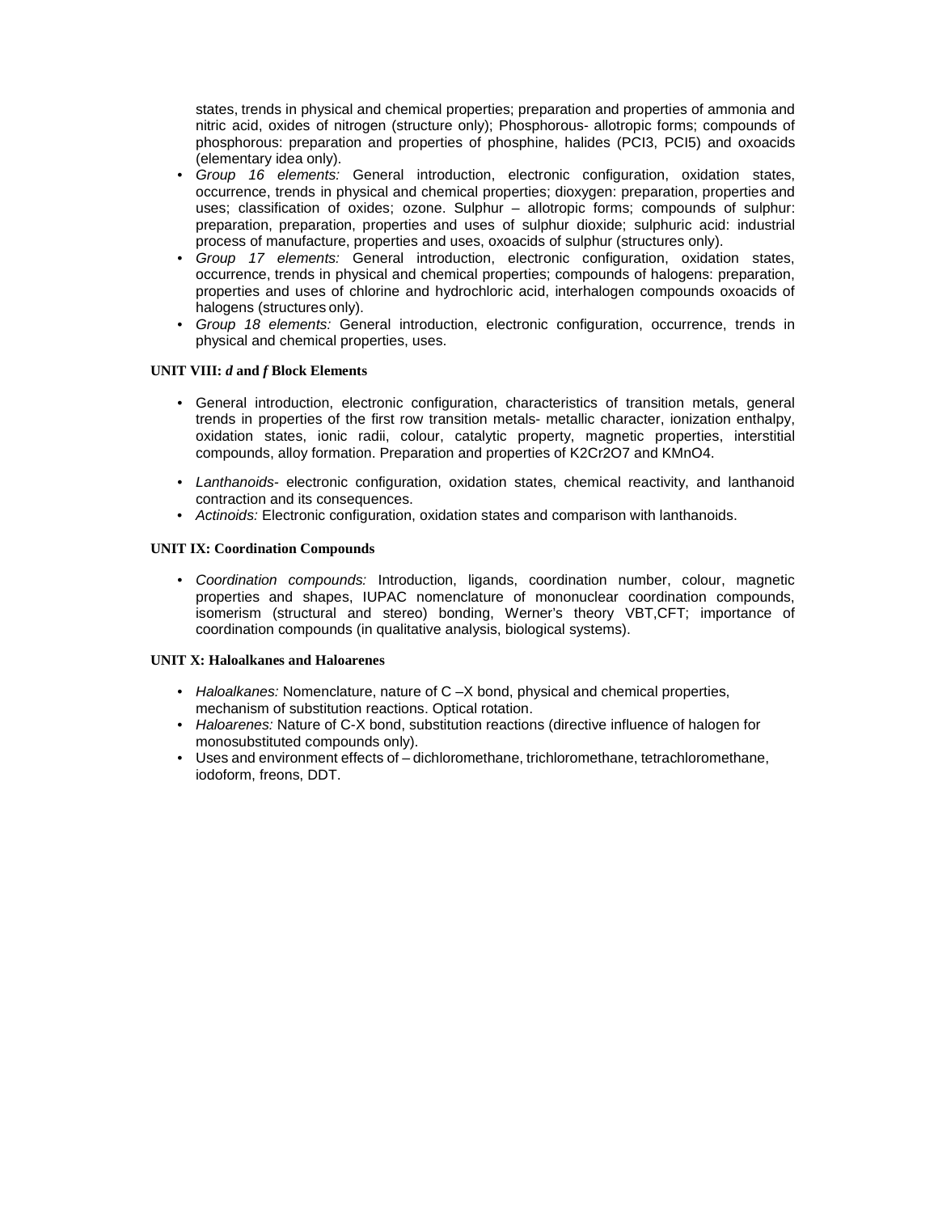states, trends in physical and chemical properties; preparation and properties of ammonia and nitric acid, oxides of nitrogen (structure only); Phosphorous- allotropic forms; compounds of phosphorous: preparation and properties of phosphine, halides ($PCl_3$, $PCl_5$) and oxoacids (elementary idea only).

- *Group 16 elements:* General introduction, electronic configuration, oxidation states, occurrence, trends in physical and chemical properties; dioxygen: preparation, properties and uses; classification of oxides; ozone. Sulphur – allotropic forms; compounds of sulphur: preparation, preparation, properties and uses of sulphur dioxide; sulphuric acid: industrial process of manufacture, properties and uses, oxoacids of sulphur (structures only).
- *Group 17 elements:* General introduction, electronic configuration, oxidation states, occurrence, trends in physical and chemical properties; compounds of halogens: preparation, properties and uses of chlorine and hydrochloric acid, interhalogen compounds oxoacids of halogens (structures only).
- *Group 18 elements:* General introduction, electronic configuration, occurrence, trends in physical and chemical properties, uses.

**UNIT VIII: *d* and *f* Block Elements**

- General introduction, electronic configuration, characteristics of transition metals, general trends in properties of the first row transition metals- metallic character, ionization enthalpy, oxidation states, ionic radii, colour, catalytic property, magnetic properties, interstitial compounds, alloy formation. Preparation and properties of $K_2Cr_2O_7$ and $KMnO_4$.
- *Lanthanoids*- electronic configuration, oxidation states, chemical reactivity, and lanthanoid contraction and its consequences.
- *Actinoids:* Electronic configuration, oxidation states and comparison with lanthanoids.

**UNIT IX: Coordination Compounds**

- *Coordination compounds:* Introduction, ligands, coordination number, colour, magnetic properties and shapes, IUPAC nomenclature of mononuclear coordination compounds, isomerism (structural and stereo) bonding, Werner's theory VBT,CFT; importance of coordination compounds (in qualitative analysis, biological systems).

**UNIT X: Haloalkanes and Haloarenes**

- *Haloalkanes:* Nomenclature, nature of C –X bond, physical and chemical properties, mechanism of substitution reactions. Optical rotation.
- *Haloarenes:* Nature of C-X bond, substitution reactions (directive influence of halogen for monosubstituted compounds only).
- Uses and environment effects of – dichloromethane, trichloromethane, tetrachloromethane, iodoform, freons, DDT.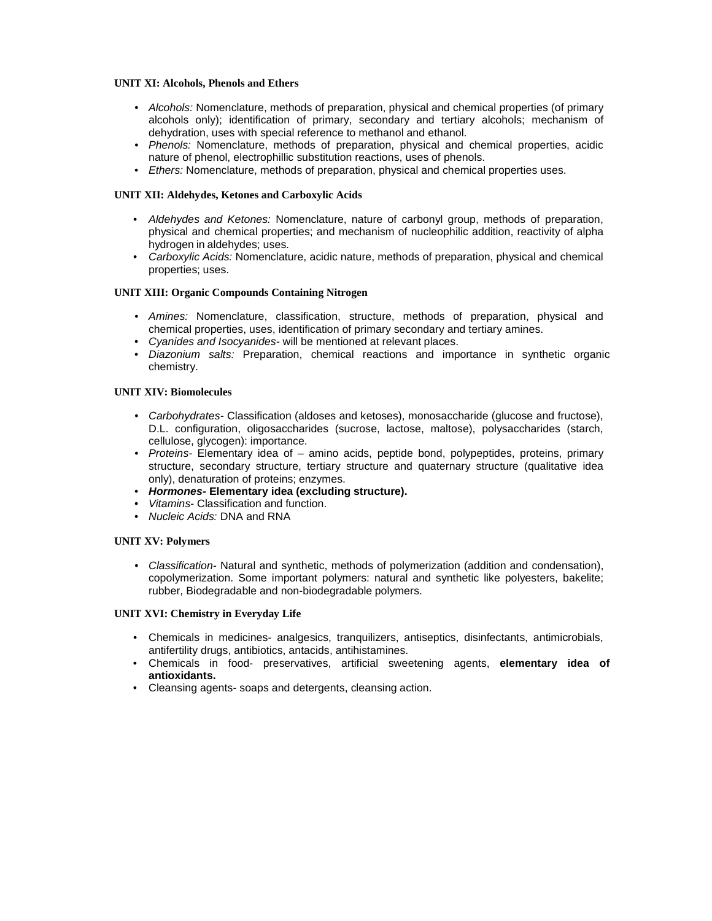**UNIT XI: Alcohols, Phenols and Ethers**

- *Alcohols:* Nomenclature, methods of preparation, physical and chemical properties (of primary alcohols only); identification of primary, secondary and tertiary alcohols; mechanism of dehydration, uses with special reference to methanol and ethanol.
- *Phenols:* Nomenclature, methods of preparation, physical and chemical properties, acidic nature of phenol, electrophillic substitution reactions, uses of phenols.
- *Ethers:* Nomenclature, methods of preparation, physical and chemical properties uses.

**UNIT XII: Aldehydes, Ketones and Carboxylic Acids**

- *Aldehydes and Ketones:* Nomenclature, nature of carbonyl group, methods of preparation, physical and chemical properties; and mechanism of nucleophilic addition, reactivity of alpha hydrogen in aldehydes; uses.
- *Carboxylic Acids:* Nomenclature, acidic nature, methods of preparation, physical and chemical properties; uses.

**UNIT XIII: Organic Compounds Containing Nitrogen**

- *Amines:* Nomenclature, classification, structure, methods of preparation, physical and chemical properties, uses, identification of primary secondary and tertiary amines.
- *Cyanides and Isocyanides*- will be mentioned at relevant places.
- *Diazonium salts:* Preparation, chemical reactions and importance in synthetic organic chemistry.

**UNIT XIV: Biomolecules**

- *Carbohydrates*- Classification (aldoses and ketoses), monosaccharide (glucose and fructose), D.L. configuration, oligosaccharides (sucrose, lactose, maltose), polysaccharides (starch, cellulose, glycogen): importance.
- *Proteins*- Elementary idea of – amino acids, peptide bond, polypeptides, proteins, primary structure, secondary structure, tertiary structure and quaternary structure (qualitative idea only), denaturation of proteins; enzymes.
- ***Hormones*- Elementary idea (excluding structure).**
- *Vitamins*- Classification and function.
- *Nucleic Acids:* DNA and RNA

**UNIT XV: Polymers**

- *Classification*- Natural and synthetic, methods of polymerization (addition and condensation), copolymerization. Some important polymers: natural and synthetic like polyesters, bakelite; rubber, Biodegradable and non-biodegradable polymers.

**UNIT XVI: Chemistry in Everyday Life**

- Chemicals in medicines- analgesics, tranquilizers, antiseptics, disinfectants, antimicrobials, antifertility drugs, antibiotics, antacids, antihistamines.
- Chemicals in food- preservatives, artificial sweetening agents, **elementary idea of antioxidants.**
- Cleansing agents- soaps and detergents, cleansing action.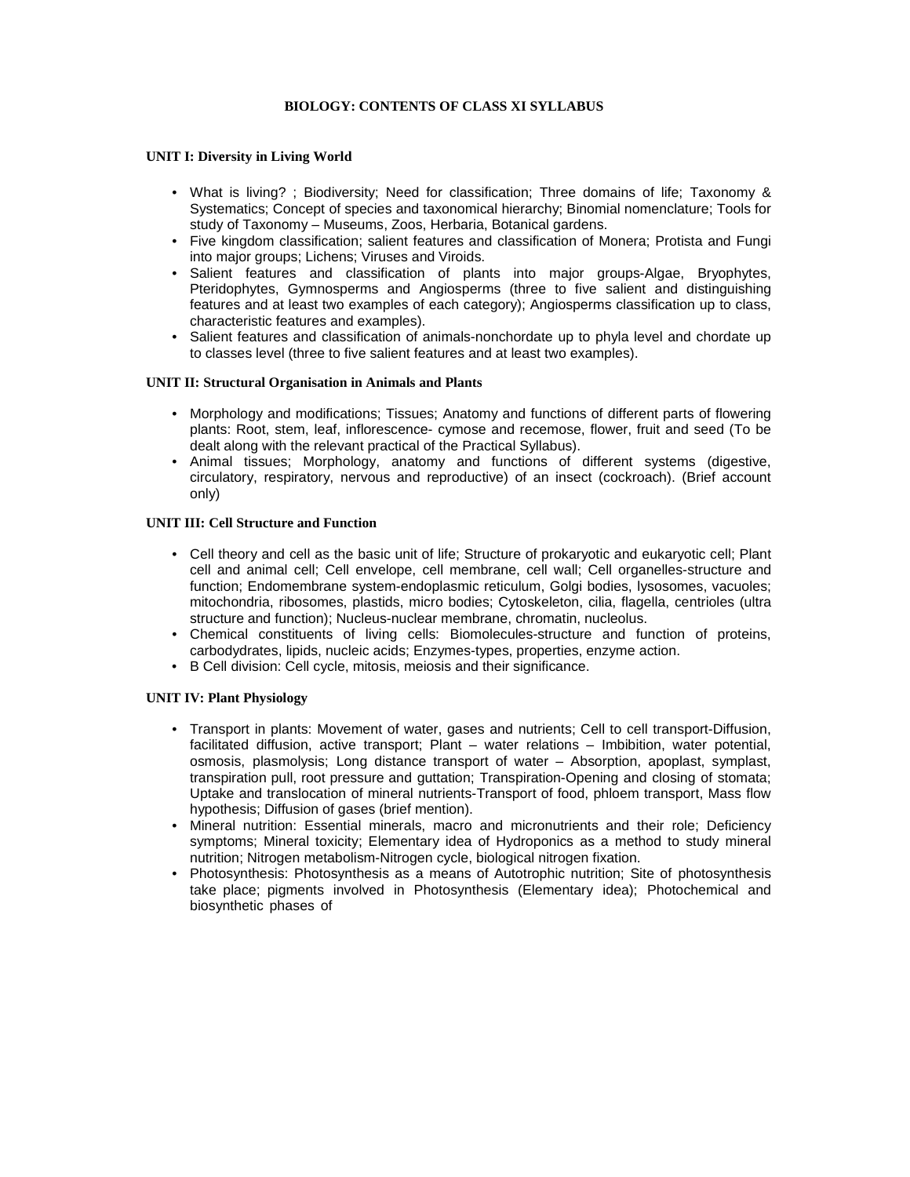# BIOLOGY: CONTENTS OF CLASS XI SYLLABUS

## UNIT I: Diversity in Living World

- What is living? ; Biodiversity; Need for classification; Three domains of life; Taxonomy & Systematics; Concept of species and taxonomical hierarchy; Binomial nomenclature; Tools for study of Taxonomy – Museums, Zoos, Herbaria, Botanical gardens.
- Five kingdom classification; salient features and classification of Monera; Protista and Fungi into major groups; Lichens; Viruses and Viroids.
- Salient features and classification of plants into major groups-Algae, Bryophytes, Pteridophytes, Gymnosperms and Angiosperms (three to five salient and distinguishing features and at least two examples of each category); Angiosperms classification up to class, characteristic features and examples).
- Salient features and classification of animals-nonchordate up to phyla level and chordate up to classes level (three to five salient features and at least two examples).

## UNIT II: Structural Organisation in Animals and Plants

- Morphology and modifications; Tissues; Anatomy and functions of different parts of flowering plants: Root, stem, leaf, inflorescence- cymose and recemose, flower, fruit and seed (To be dealt along with the relevant practical of the Practical Syllabus).
- Animal tissues; Morphology, anatomy and functions of different systems (digestive, circulatory, respiratory, nervous and reproductive) of an insect (cockroach). (Brief account only)

## UNIT III: Cell Structure and Function

- Cell theory and cell as the basic unit of life; Structure of prokaryotic and eukaryotic cell; Plant cell and animal cell; Cell envelope, cell membrane, cell wall; Cell organelles-structure and function; Endomembrane system-endoplasmic reticulum, Golgi bodies, lysosomes, vacuoles; mitochondria, ribosomes, plastids, micro bodies; Cytoskeleton, cilia, flagella, centrioles (ultra structure and function); Nucleus-nuclear membrane, chromatin, nucleolus.
- Chemical constituents of living cells: Biomolecules-structure and function of proteins, carbodydrates, lipids, nucleic acids; Enzymes-types, properties, enzyme action.
- B Cell division: Cell cycle, mitosis, meiosis and their significance.

## UNIT IV: Plant Physiology

- Transport in plants: Movement of water, gases and nutrients; Cell to cell transport-Diffusion, facilitated diffusion, active transport; Plant – water relations – Imbibition, water potential, osmosis, plasmolysis; Long distance transport of water – Absorption, apoplast, symplast, transpiration pull, root pressure and guttation; Transpiration-Opening and closing of stomata; Uptake and translocation of mineral nutrients-Transport of food, phloem transport, Mass flow hypothesis; Diffusion of gases (brief mention).
- Mineral nutrition: Essential minerals, macro and micronutrients and their role; Deficiency symptoms; Mineral toxicity; Elementary idea of Hydroponics as a method to study mineral nutrition; Nitrogen metabolism-Nitrogen cycle, biological nitrogen fixation.
- Photosynthesis: Photosynthesis as a means of Autotrophic nutrition; Site of photosynthesis take place; pigments involved in Photosynthesis (Elementary idea); Photochemical and biosynthetic phases of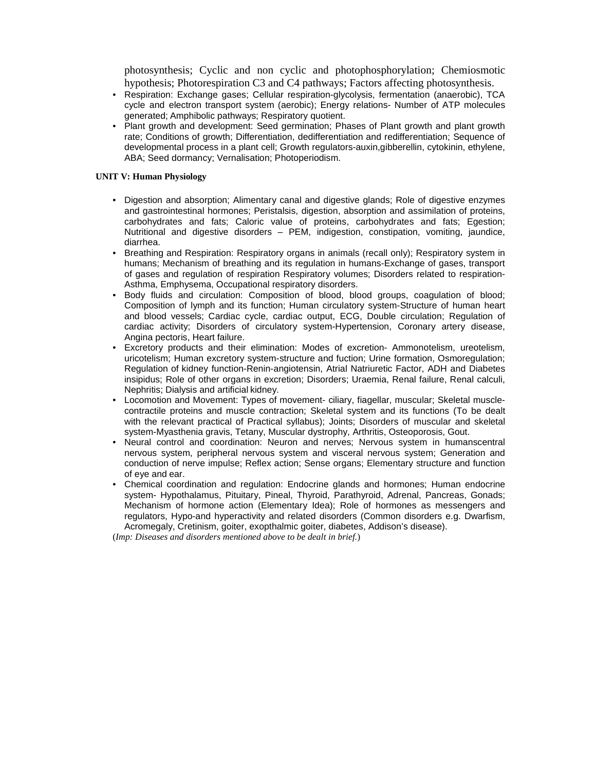photosynthesis; Cyclic and non cyclic and photophosphorylation; Chemiosmotic hypothesis; Photorespiation C3 and C4 pathways; Factors affecting photosynthesis.

- Respiration: Exchange gases; Cellular respiration-glycolysis, fermentation (anaerobic), TCA cycle and electron transport system (aerobic); Energy relations- Number of ATP molecules generated; Amphibolic pathways; Respiratory quotient.
- Plant growth and development: Seed germination; Phases of Plant growth and plant growth rate; Conditions of growth; Differentiation, dedifferentiation and redifferentiation; Sequence of developmental process in a plant cell; Growth regulators-auxin,gibberellin, cytokinin, ethylene, ABA; Seed dormancy; Vernalisation; Photoperiodism.

**UNIT V: Human Physiology**

- Digestion and absorption; Alimentary canal and digestive glands; Role of digestive enzymes and gastrointestinal hormones; Peristalsis, digestion, absorption and assimilation of proteins, carbohydrates and fats; Caloric value of proteins, carbohydrates and fats; Egestion; Nutritional and digestive disorders – PEM, indigestion, constipation, vomiting, jaundice, diarrhea.
- Breathing and Respiration: Respiratory organs in animals (recall only); Respiratory system in humans; Mechanism of breathing and its regulation in humans-Exchange of gases, transport of gases and regulation of respiration Respiratory volumes; Disorders related to respiration-Asthma, Emphysema, Occupational respiratory disorders.
- Body fluids and circulation: Composition of blood, blood groups, coagulation of blood; Composition of lymph and its function; Human circulatory system-Structure of human heart and blood vessels; Cardiac cycle, cardiac output, ECG, Double circulation; Regulation of cardiac activity; Disorders of circulatory system-Hypertension, Coronary artery disease, Angina pectoris, Heart failure.
- Excretory products and their elimination: Modes of excretion- Ammonotelism, ureotelism, uricotelism; Human excretory system-structure and fuction; Urine formation, Osmoregulation; Regulation of kidney function-Renin-angiotensin, Atrial Natriuretic Factor, ADH and Diabetes insipidus; Role of other organs in excretion; Disorders; Uraemia, Renal failure, Renal calculi, Nephritis; Dialysis and artificial kidney.
- Locomotion and Movement: Types of movement- ciliary, fiagellar, muscular; Skeletal muscle-contractile proteins and muscle contraction; Skeletal system and its functions (To be dealt with the relevant practical of Practical syllabus); Joints; Disorders of muscular and skeletal system-Myasthenia gravis, Tetany, Muscular dystrophy, Arthritis, Osteoporosis, Gout.
- Neural control and coordination: Neuron and nerves; Nervous system in humanscentral nervous system, peripheral nervous system and visceral nervous system; Generation and conduction of nerve impulse; Reflex action; Sense organs; Elementary structure and function of eye and ear.
- Chemical coordination and regulation: Endocrine glands and hormones; Human endocrine system- Hypothalamus, Pituitary, Pineal, Thyroid, Parathyroid, Adrenal, Pancreas, Gonads; Mechanism of hormone action (Elementary Idea); Role of hormones as messengers and regulators, Hypo-and hyperactivity and related disorders (Common disorders e.g. Dwarfism, Acromegaly, Cretinism, goiter, exopthalmic goiter, diabetes, Addison's disease).

(*Imp: Diseases and disorders mentioned above to be dealt in brief.*)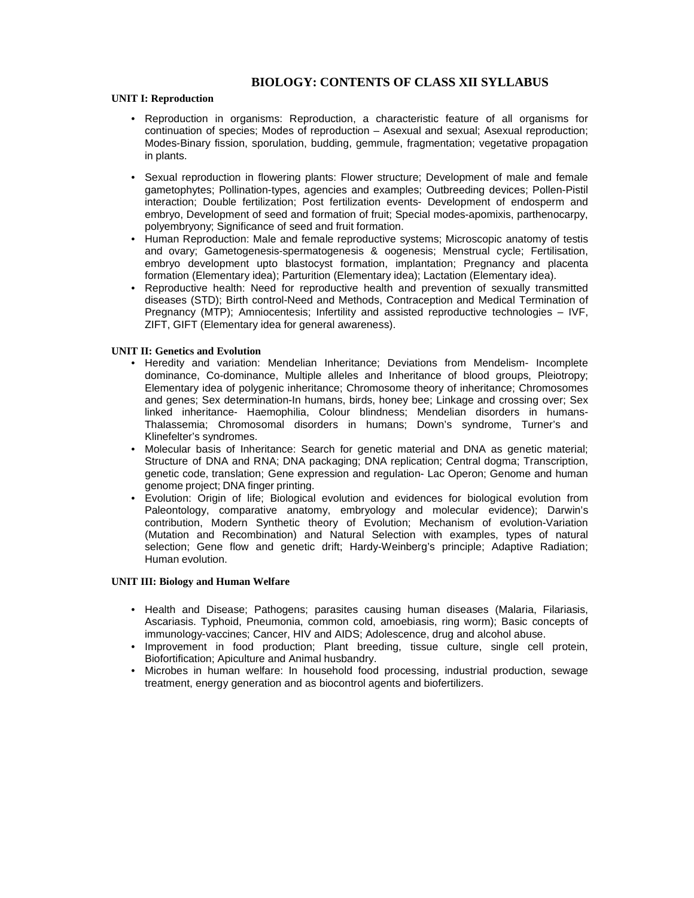# BIOLOGY: CONTENTS OF CLASS XII SYLLABUS

**UNIT I: Reproduction**

- Reproduction in organisms: Reproduction, a characteristic feature of all organisms for continuation of species; Modes of reproduction – Asexual and sexual; Asexual reproduction; Modes-Binary fission, sporulation, budding, gemmule, fragmentation; vegetative propagation in plants.
- Sexual reproduction in flowering plants: Flower structure; Development of male and female gametophytes; Pollination-types, agencies and examples; Outbreeding devices; Pollen-Pistil interaction; Double fertilization; Post fertilization events- Development of endosperm and embryo, Development of seed and formation of fruit; Special modes-apomixis, parthenocarpy, polyembryony; Significance of seed and fruit formation.
- Human Reproduction: Male and female reproductive systems; Microscopic anatomy of testis and ovary; Gametogenesis-spermatogenesis & oogenesis; Menstrual cycle; Fertilisation, embryo development upto blastocyst formation, implantation; Pregnancy and placenta formation (Elementary idea); Parturition (Elementary idea); Lactation (Elementary idea).
- Reproductive health: Need for reproductive health and prevention of sexually transmitted diseases (STD); Birth control-Need and Methods, Contraception and Medical Termination of Pregnancy (MTP); Amniocentesis; Infertility and assisted reproductive technologies – IVF, ZIFT, GIFT (Elementary idea for general awareness).

**UNIT II: Genetics and Evolution**

- Heredity and variation: Mendelian Inheritance; Deviations from Mendelism- Incomplete dominance, Co-dominance, Multiple alleles and Inheritance of blood groups, Pleiotropy; Elementary idea of polygenic inheritance; Chromosome theory of inheritance; Chromosomes and genes; Sex determination-In humans, birds, honey bee; Linkage and crossing over; Sex linked inheritance- Haemophilia, Colour blindness; Mendelian disorders in humans- Thalassemia; Chromosomal disorders in humans; Down's syndrome, Turner's and Klinefelter's syndromes.
- Molecular basis of Inheritance: Search for genetic material and DNA as genetic material; Structure of DNA and RNA; DNA packaging; DNA replication; Central dogma; Transcription, genetic code, translation; Gene expression and regulation- Lac Operon; Genome and human genome project; DNA finger printing.
- Evolution: Origin of life; Biological evolution and evidences for biological evolution from Paleontology, comparative anatomy, embryology and molecular evidence); Darwin's contribution, Modern Synthetic theory of Evolution; Mechanism of evolution-Variation (Mutation and Recombination) and Natural Selection with examples, types of natural selection; Gene flow and genetic drift; Hardy-Weinberg's principle; Adaptive Radiation; Human evolution.

**UNIT III: Biology and Human Welfare**

- Health and Disease; Pathogens; parasites causing human diseases (Malaria, Filariasis, Ascariasis. Typhoid, Pneumonia, common cold, amoebiasis, ring worm); Basic concepts of immunology-vaccines; Cancer, HIV and AIDS; Adolescence, drug and alcohol abuse.
- Improvement in food production; Plant breeding, tissue culture, single cell protein, Biofortification; Apiculture and Animal husbandry.
- Microbes in human welfare: In household food processing, industrial production, sewage treatment, energy generation and as biocontrol agents and biofertilizers.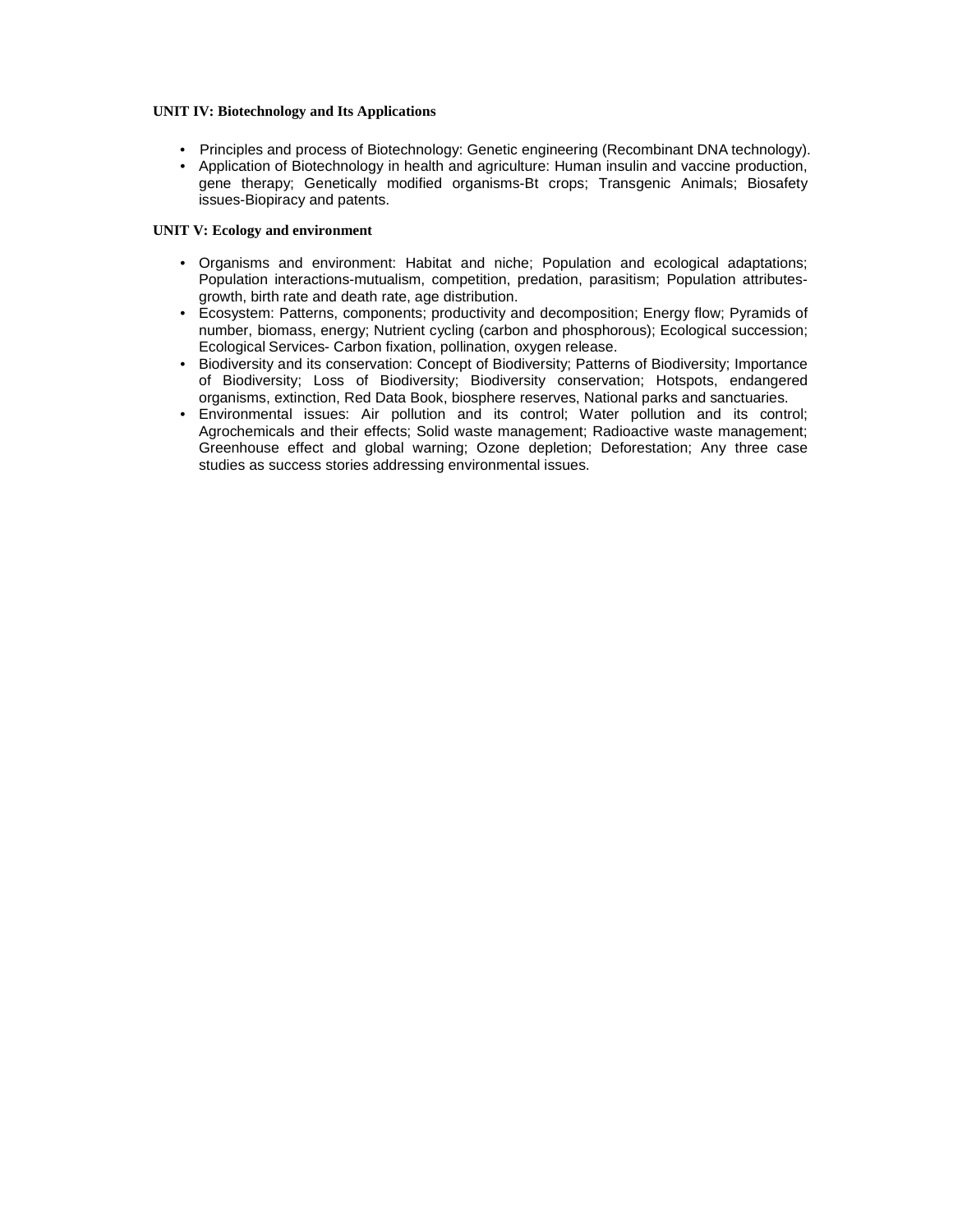**UNIT IV: Biotechnology and Its Applications**

- Principles and process of Biotechnology: Genetic engineering (Recombinant DNA technology).
- Application of Biotechnology in health and agriculture: Human insulin and vaccine production, gene therapy; Genetically modified organisms-Bt crops; Transgenic Animals; Biosafety issues-Biopiracy and patents.

**UNIT V: Ecology and environment**

- Organisms and environment: Habitat and niche; Population and ecological adaptations; Population interactions-mutualism, competition, predation, parasitism; Population attributes-growth, birth rate and death rate, age distribution.
- Ecosystem: Patterns, components; productivity and decomposition; Energy flow; Pyramids of number, biomass, energy; Nutrient cycling (carbon and phosphorous); Ecological succession; Ecological Services- Carbon fixation, pollination, oxygen release.
- Biodiversity and its conservation: Concept of Biodiversity; Patterns of Biodiversity; Importance of Biodiversity; Loss of Biodiversity; Biodiversity conservation; Hotspots, endangered organisms, extinction, Red Data Book, biosphere reserves, National parks and sanctuaries.
- Environmental issues: Air pollution and its control; Water pollution and its control; Agrochemicals and their effects; Solid waste management; Radioactive waste management; Greenhouse effect and global warning; Ozone depletion; Deforestation; Any three case studies as success stories addressing environmental issues.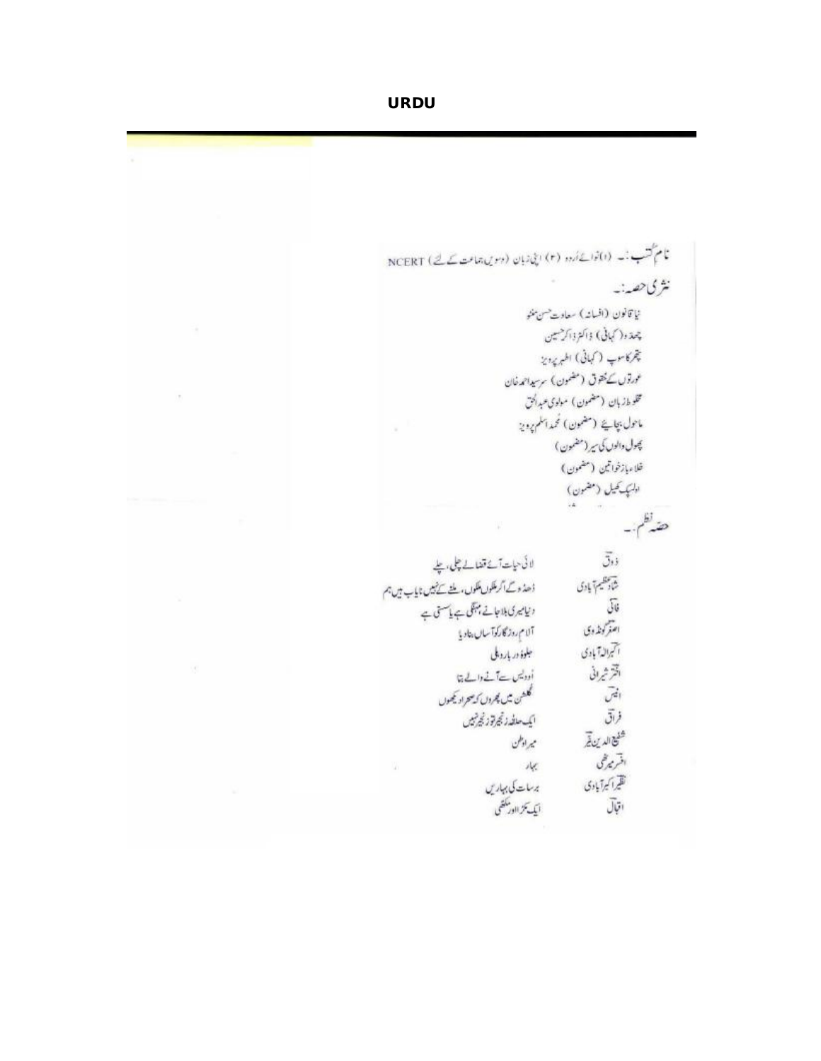# URDU

نام کتب :۔ (۱) نوائے اُردو (۲) اپنی زبان (دسویں جماعت کے لئے NCERT)

## نثری حصہ :۔

- نیا قانون (افسانہ) سعادت حسن منٹو
- چھدّو (کہانی) ڈاکٹر ذاکر حسین
- پتھر کا سوپ (کہانی) اطہر پرویز
- عورتوں کے حقوق (مضمون) سرسید احمد خان
- محفوظ زبان (مضمون) مولوی عبدالحق
- ماحول بچایئے (مضمون) محمد اسلم پرویز
- پھول والوں کی سیر (مضمون)
- خلاباز خواتین (مضمون)
- اولمپک کھیل (مضمون)

## حصہ نظم :۔

| | |
|---|---|
| ذوق | لائی حیات آئے قضا لے چلی، چلے |
| شاد عظیم آبادی | ڈھونڈوگے اگر ملکوں ملکوں، ملنے کے نہیں نایاب ہیں ہم |
| فانی | دنیا میری بلا جانے مہنگی ہے یا سستی ہے |
| اصغر گونڈوی | آلام روزگار کو آساں بنا دیا |
| اکبر الٰہ آبادی | جلوۂ دربار دہلی |
| اختر شیرانی | اُو دیس سے آنے والے بتا |
| انیس | گلشن میں پھروں کہ صحرا دیکھوں |
| فراق | ایک حلقۂ زنجیر تو زنجیر نہیں |
| شفیع الدین نیّر | میرا وطن |
| افسر میرٹھی | بہار |
| نظیر اکبرآبادی | برسات کی بہاریں |
| اقبال | ایک مکڑا اور مکھی |